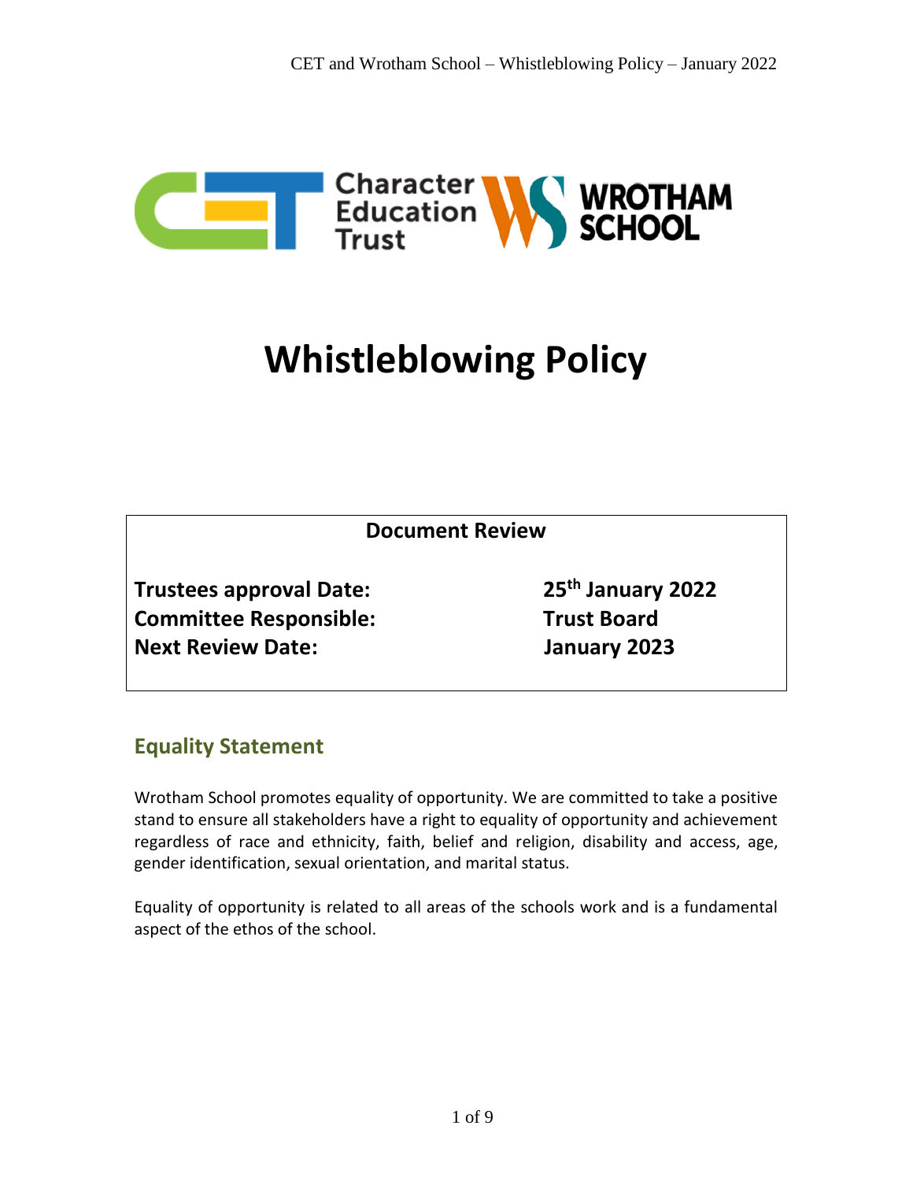# Whistleblowing Policy

| Document Review | |
|---|---|
| **Trustees approval Date:** | **25th January 2022** |
| **Committee Responsible:** | **Trust Board** |
| **Next Review Date:** | **January 2023** |

## Equality Statement

Wrotham School promotes equality of opportunity. We are committed to take a positive stand to ensure all stakeholders have a right to equality of opportunity and achievement regardless of race and ethnicity, faith, belief and religion, disability and access, age, gender identification, sexual orientation, and marital status.

Equality of opportunity is related to all areas of the schools work and is a fundamental aspect of the ethos of the school.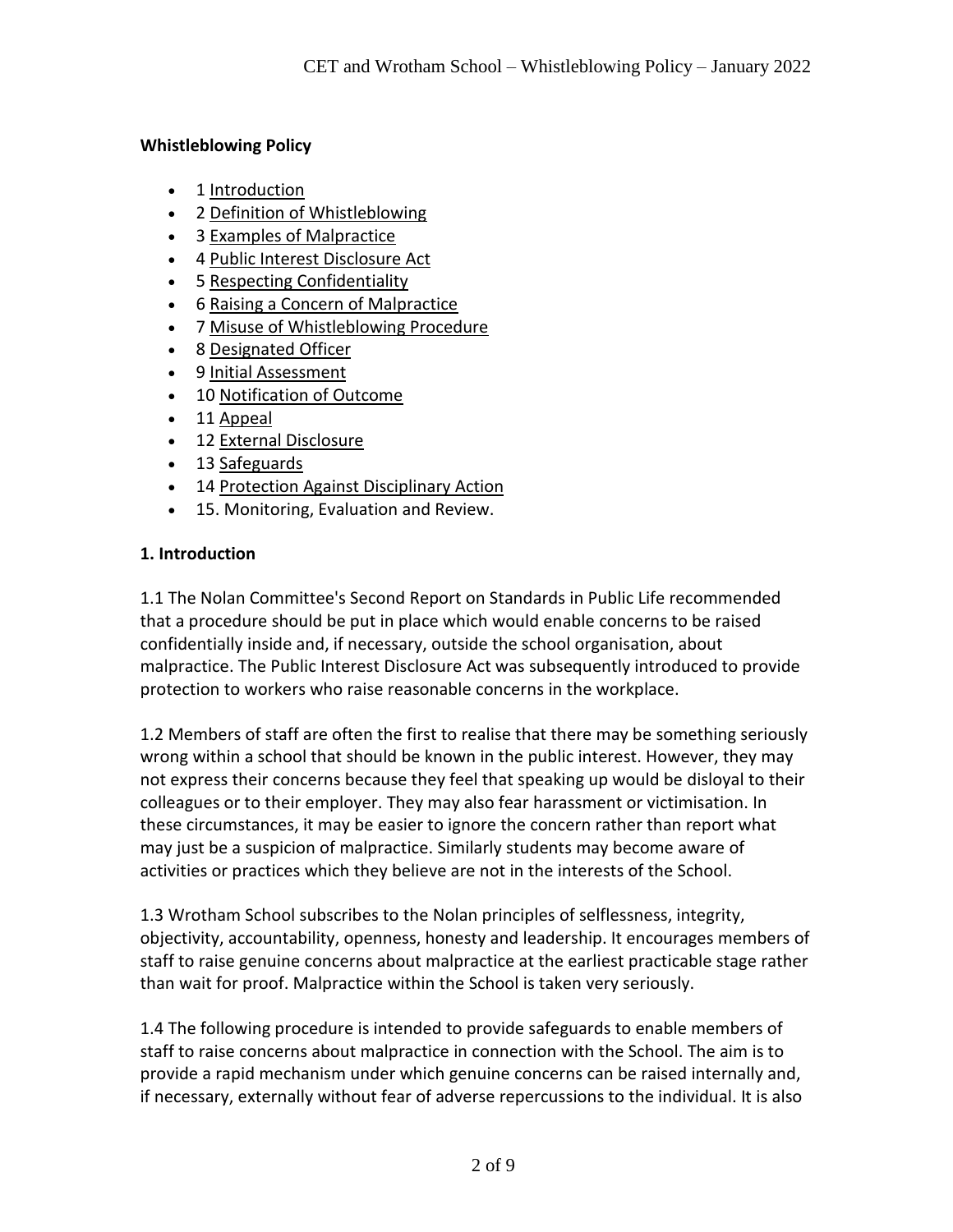**Whistleblowing Policy**

- 1 Introduction
- 2 Definition of Whistleblowing
- 3 Examples of Malpractice
- 4 Public Interest Disclosure Act
- 5 Respecting Confidentiality
- 6 Raising a Concern of Malpractice
- 7 Misuse of Whistleblowing Procedure
- 8 Designated Officer
- 9 Initial Assessment
- 10 Notification of Outcome
- 11 Appeal
- 12 External Disclosure
- 13 Safeguards
- 14 Protection Against Disciplinary Action
- 15. Monitoring, Evaluation and Review.

**1. Introduction**

1.1 The Nolan Committee's Second Report on Standards in Public Life recommended that a procedure should be put in place which would enable concerns to be raised confidentially inside and, if necessary, outside the school organisation, about malpractice. The Public Interest Disclosure Act was subsequently introduced to provide protection to workers who raise reasonable concerns in the workplace.

1.2 Members of staff are often the first to realise that there may be something seriously wrong within a school that should be known in the public interest. However, they may not express their concerns because they feel that speaking up would be disloyal to their colleagues or to their employer. They may also fear harassment or victimisation. In these circumstances, it may be easier to ignore the concern rather than report what may just be a suspicion of malpractice. Similarly students may become aware of activities or practices which they believe are not in the interests of the School.

1.3 Wrotham School subscribes to the Nolan principles of selflessness, integrity, objectivity, accountability, openness, honesty and leadership. It encourages members of staff to raise genuine concerns about malpractice at the earliest practicable stage rather than wait for proof. Malpractice within the School is taken very seriously.

1.4 The following procedure is intended to provide safeguards to enable members of staff to raise concerns about malpractice in connection with the School. The aim is to provide a rapid mechanism under which genuine concerns can be raised internally and, if necessary, externally without fear of adverse repercussions to the individual. It is also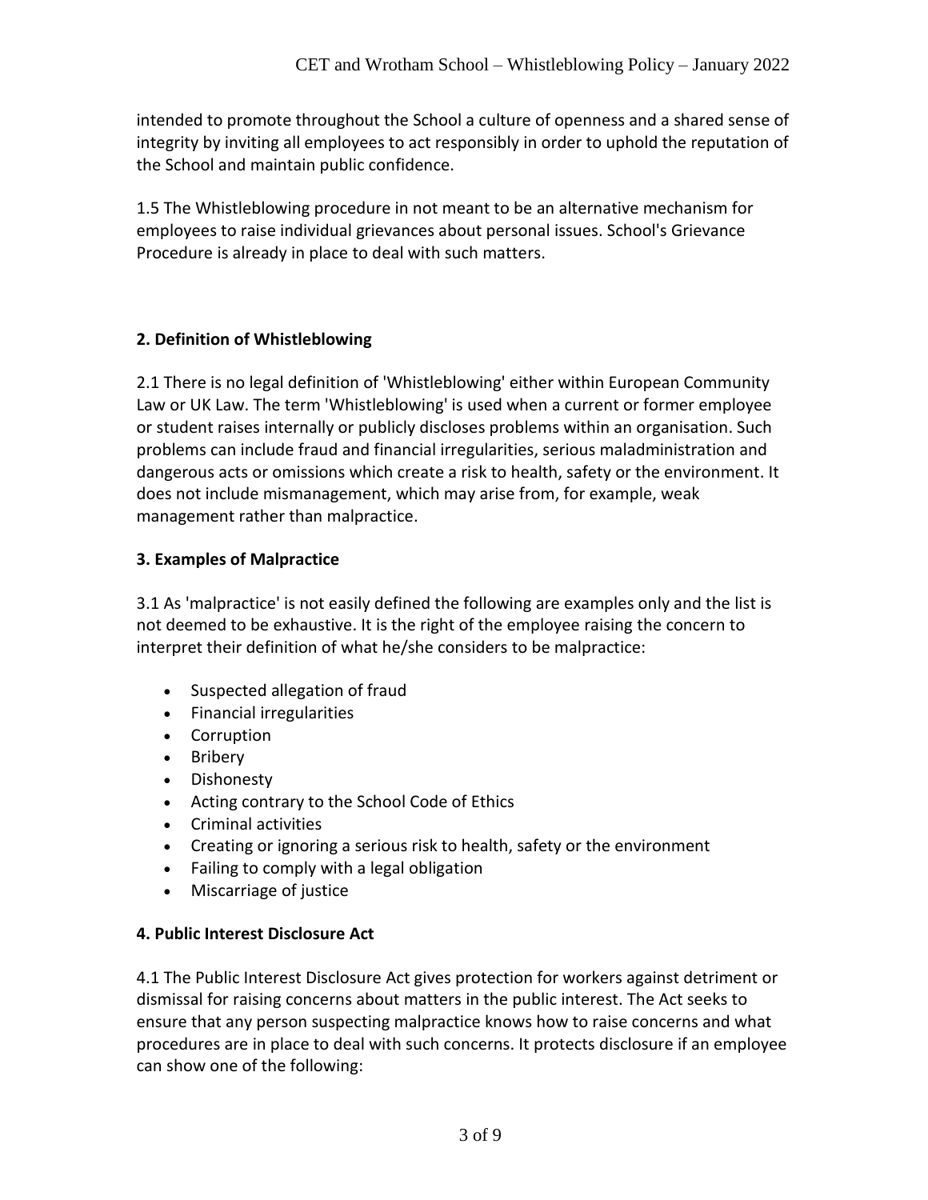intended to promote throughout the School a culture of openness and a shared sense of integrity by inviting all employees to act responsibly in order to uphold the reputation of the School and maintain public confidence.

1.5 The Whistleblowing procedure in not meant to be an alternative mechanism for employees to raise individual grievances about personal issues. School's Grievance Procedure is already in place to deal with such matters.

**2. Definition of Whistleblowing**

2.1 There is no legal definition of 'Whistleblowing' either within European Community Law or UK Law. The term 'Whistleblowing' is used when a current or former employee or student raises internally or publicly discloses problems within an organisation. Such problems can include fraud and financial irregularities, serious maladministration and dangerous acts or omissions which create a risk to health, safety or the environment. It does not include mismanagement, which may arise from, for example, weak management rather than malpractice.

**3. Examples of Malpractice**

3.1 As 'malpractice' is not easily defined the following are examples only and the list is not deemed to be exhaustive. It is the right of the employee raising the concern to interpret their definition of what he/she considers to be malpractice:

- Suspected allegation of fraud
- Financial irregularities
- Corruption
- Bribery
- Dishonesty
- Acting contrary to the School Code of Ethics
- Criminal activities
- Creating or ignoring a serious risk to health, safety or the environment
- Failing to comply with a legal obligation
- Miscarriage of justice

**4. Public Interest Disclosure Act**

4.1 The Public Interest Disclosure Act gives protection for workers against detriment or dismissal for raising concerns about matters in the public interest. The Act seeks to ensure that any person suspecting malpractice knows how to raise concerns and what procedures are in place to deal with such concerns. It protects disclosure if an employee can show one of the following: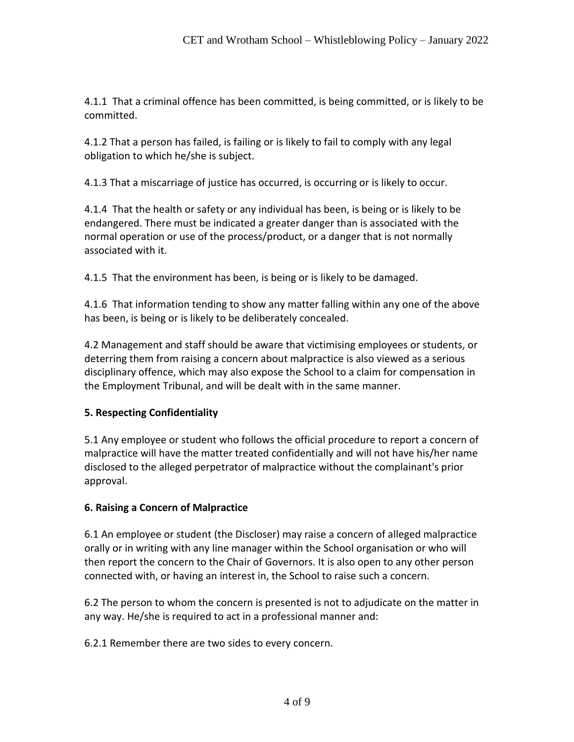4.1.1 That a criminal offence has been committed, is being committed, or is likely to be committed.

4.1.2 That a person has failed, is failing or is likely to fail to comply with any legal obligation to which he/she is subject.

4.1.3 That a miscarriage of justice has occurred, is occurring or is likely to occur.

4.1.4 That the health or safety or any individual has been, is being or is likely to be endangered. There must be indicated a greater danger than is associated with the normal operation or use of the process/product, or a danger that is not normally associated with it.

4.1.5 That the environment has been, is being or is likely to be damaged.

4.1.6 That information tending to show any matter falling within any one of the above has been, is being or is likely to be deliberately concealed.

4.2 Management and staff should be aware that victimising employees or students, or deterring them from raising a concern about malpractice is also viewed as a serious disciplinary offence, which may also expose the School to a claim for compensation in the Employment Tribunal, and will be dealt with in the same manner.

## 5. Respecting Confidentiality

5.1 Any employee or student who follows the official procedure to report a concern of malpractice will have the matter treated confidentially and will not have his/her name disclosed to the alleged perpetrator of malpractice without the complainant's prior approval.

## 6. Raising a Concern of Malpractice

6.1 An employee or student (the Discloser) may raise a concern of alleged malpractice orally or in writing with any line manager within the School organisation or who will then report the concern to the Chair of Governors. It is also open to any other person connected with, or having an interest in, the School to raise such a concern.

6.2 The person to whom the concern is presented is not to adjudicate on the matter in any way. He/she is required to act in a professional manner and:

6.2.1 Remember there are two sides to every concern.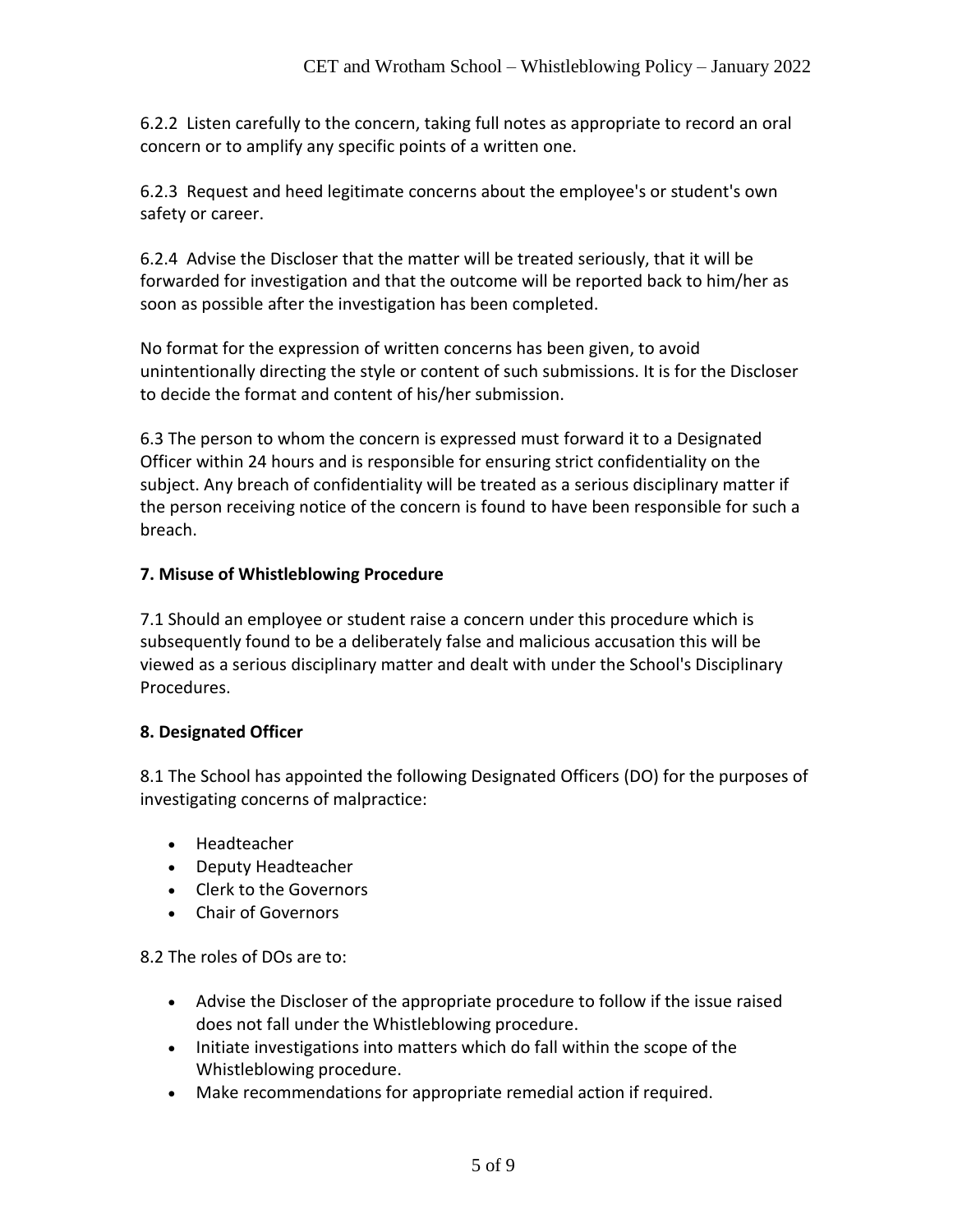6.2.2 Listen carefully to the concern, taking full notes as appropriate to record an oral concern or to amplify any specific points of a written one.

6.2.3 Request and heed legitimate concerns about the employee's or student's own safety or career.

6.2.4 Advise the Discloser that the matter will be treated seriously, that it will be forwarded for investigation and that the outcome will be reported back to him/her as soon as possible after the investigation has been completed.

No format for the expression of written concerns has been given, to avoid unintentionally directing the style or content of such submissions. It is for the Discloser to decide the format and content of his/her submission.

6.3 The person to whom the concern is expressed must forward it to a Designated Officer within 24 hours and is responsible for ensuring strict confidentiality on the subject. Any breach of confidentiality will be treated as a serious disciplinary matter if the person receiving notice of the concern is found to have been responsible for such a breach.

**7. Misuse of Whistleblowing Procedure**

7.1 Should an employee or student raise a concern under this procedure which is subsequently found to be a deliberately false and malicious accusation this will be viewed as a serious disciplinary matter and dealt with under the School's Disciplinary Procedures.

**8. Designated Officer**

8.1 The School has appointed the following Designated Officers (DO) for the purposes of investigating concerns of malpractice:

- Headteacher
- Deputy Headteacher
- Clerk to the Governors
- Chair of Governors

8.2 The roles of DOs are to:

- Advise the Discloser of the appropriate procedure to follow if the issue raised does not fall under the Whistleblowing procedure.
- Initiate investigations into matters which do fall within the scope of the Whistleblowing procedure.
- Make recommendations for appropriate remedial action if required.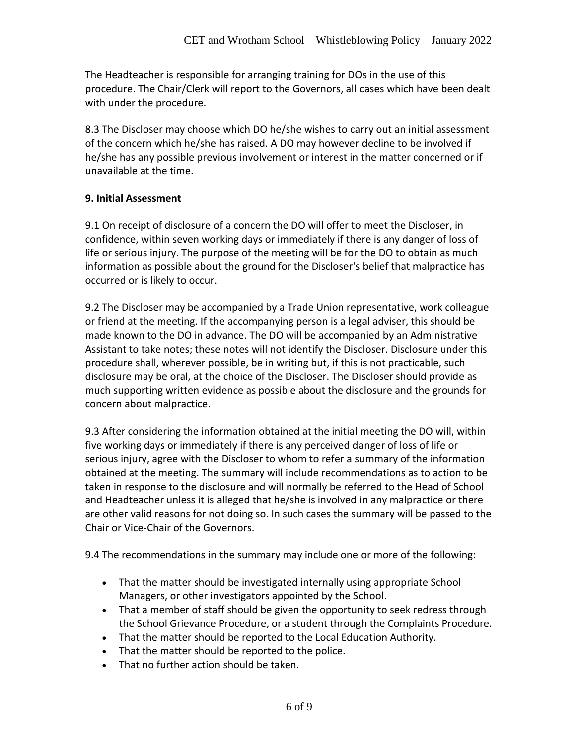The Headteacher is responsible for arranging training for DOs in the use of this procedure. The Chair/Clerk will report to the Governors, all cases which have been dealt with under the procedure.

8.3 The Discloser may choose which DO he/she wishes to carry out an initial assessment of the concern which he/she has raised. A DO may however decline to be involved if he/she has any possible previous involvement or interest in the matter concerned or if unavailable at the time.

**9. Initial Assessment**

9.1 On receipt of disclosure of a concern the DO will offer to meet the Discloser, in confidence, within seven working days or immediately if there is any danger of loss of life or serious injury. The purpose of the meeting will be for the DO to obtain as much information as possible about the ground for the Discloser's belief that malpractice has occurred or is likely to occur.

9.2 The Discloser may be accompanied by a Trade Union representative, work colleague or friend at the meeting. If the accompanying person is a legal adviser, this should be made known to the DO in advance. The DO will be accompanied by an Administrative Assistant to take notes; these notes will not identify the Discloser. Disclosure under this procedure shall, wherever possible, be in writing but, if this is not practicable, such disclosure may be oral, at the choice of the Discloser. The Discloser should provide as much supporting written evidence as possible about the disclosure and the grounds for concern about malpractice.

9.3 After considering the information obtained at the initial meeting the DO will, within five working days or immediately if there is any perceived danger of loss of life or serious injury, agree with the Discloser to whom to refer a summary of the information obtained at the meeting. The summary will include recommendations as to action to be taken in response to the disclosure and will normally be referred to the Head of School and Headteacher unless it is alleged that he/she is involved in any malpractice or there are other valid reasons for not doing so. In such cases the summary will be passed to the Chair or Vice-Chair of the Governors.

9.4 The recommendations in the summary may include one or more of the following:

- That the matter should be investigated internally using appropriate School Managers, or other investigators appointed by the School.
- That a member of staff should be given the opportunity to seek redress through the School Grievance Procedure, or a student through the Complaints Procedure.
- That the matter should be reported to the Local Education Authority.
- That the matter should be reported to the police.
- That no further action should be taken.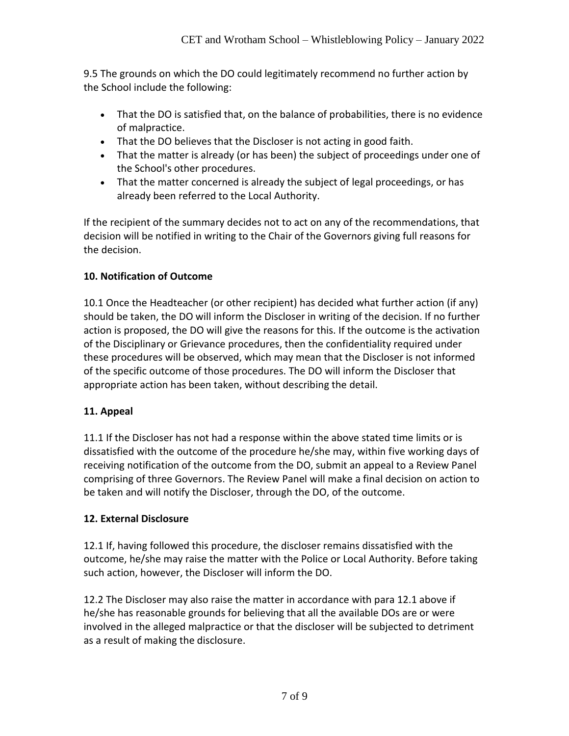9.5 The grounds on which the DO could legitimately recommend no further action by the School include the following:

- That the DO is satisfied that, on the balance of probabilities, there is no evidence of malpractice.
- That the DO believes that the Discloser is not acting in good faith.
- That the matter is already (or has been) the subject of proceedings under one of the School's other procedures.
- That the matter concerned is already the subject of legal proceedings, or has already been referred to the Local Authority.

If the recipient of the summary decides not to act on any of the recommendations, that decision will be notified in writing to the Chair of the Governors giving full reasons for the decision.

**10. Notification of Outcome**

10.1 Once the Headteacher (or other recipient) has decided what further action (if any) should be taken, the DO will inform the Discloser in writing of the decision. If no further action is proposed, the DO will give the reasons for this. If the outcome is the activation of the Disciplinary or Grievance procedures, then the confidentiality required under these procedures will be observed, which may mean that the Discloser is not informed of the specific outcome of those procedures. The DO will inform the Discloser that appropriate action has been taken, without describing the detail.

**11. Appeal**

11.1 If the Discloser has not had a response within the above stated time limits or is dissatisfied with the outcome of the procedure he/she may, within five working days of receiving notification of the outcome from the DO, submit an appeal to a Review Panel comprising of three Governors. The Review Panel will make a final decision on action to be taken and will notify the Discloser, through the DO, of the outcome.

**12. External Disclosure**

12.1 If, having followed this procedure, the discloser remains dissatisfied with the outcome, he/she may raise the matter with the Police or Local Authority. Before taking such action, however, the Discloser will inform the DO.

12.2 The Discloser may also raise the matter in accordance with para 12.1 above if he/she has reasonable grounds for believing that all the available DOs are or were involved in the alleged malpractice or that the discloser will be subjected to detriment as a result of making the disclosure.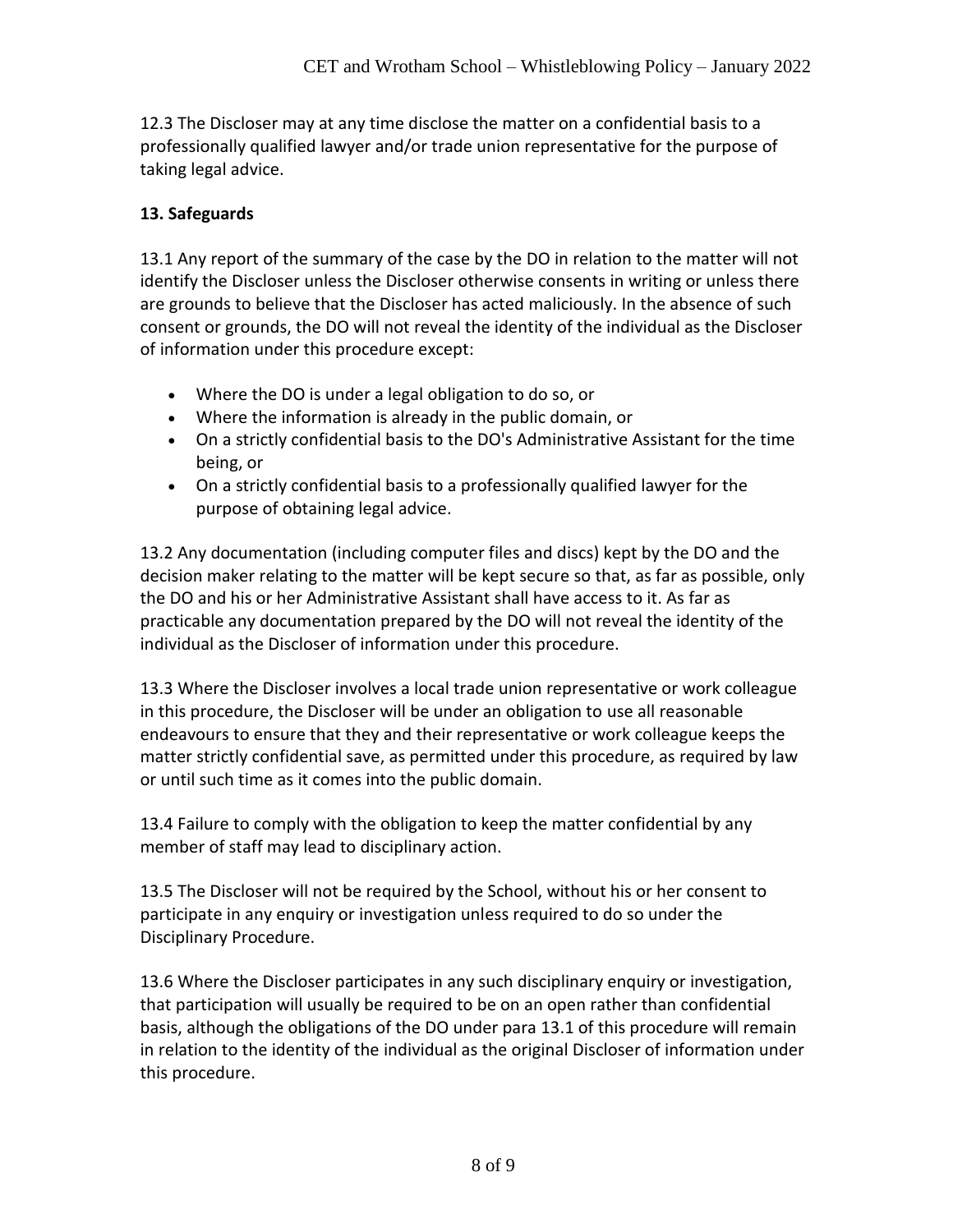12.3 The Discloser may at any time disclose the matter on a confidential basis to a professionally qualified lawyer and/or trade union representative for the purpose of taking legal advice.

**13. Safeguards**

13.1 Any report of the summary of the case by the DO in relation to the matter will not identify the Discloser unless the Discloser otherwise consents in writing or unless there are grounds to believe that the Discloser has acted maliciously. In the absence of such consent or grounds, the DO will not reveal the identity of the individual as the Discloser of information under this procedure except:

- Where the DO is under a legal obligation to do so, or
- Where the information is already in the public domain, or
- On a strictly confidential basis to the DO's Administrative Assistant for the time being, or
- On a strictly confidential basis to a professionally qualified lawyer for the purpose of obtaining legal advice.

13.2 Any documentation (including computer files and discs) kept by the DO and the decision maker relating to the matter will be kept secure so that, as far as possible, only the DO and his or her Administrative Assistant shall have access to it. As far as practicable any documentation prepared by the DO will not reveal the identity of the individual as the Discloser of information under this procedure.

13.3 Where the Discloser involves a local trade union representative or work colleague in this procedure, the Discloser will be under an obligation to use all reasonable endeavours to ensure that they and their representative or work colleague keeps the matter strictly confidential save, as permitted under this procedure, as required by law or until such time as it comes into the public domain.

13.4 Failure to comply with the obligation to keep the matter confidential by any member of staff may lead to disciplinary action.

13.5 The Discloser will not be required by the School, without his or her consent to participate in any enquiry or investigation unless required to do so under the Disciplinary Procedure.

13.6 Where the Discloser participates in any such disciplinary enquiry or investigation, that participation will usually be required to be on an open rather than confidential basis, although the obligations of the DO under para 13.1 of this procedure will remain in relation to the identity of the individual as the original Discloser of information under this procedure.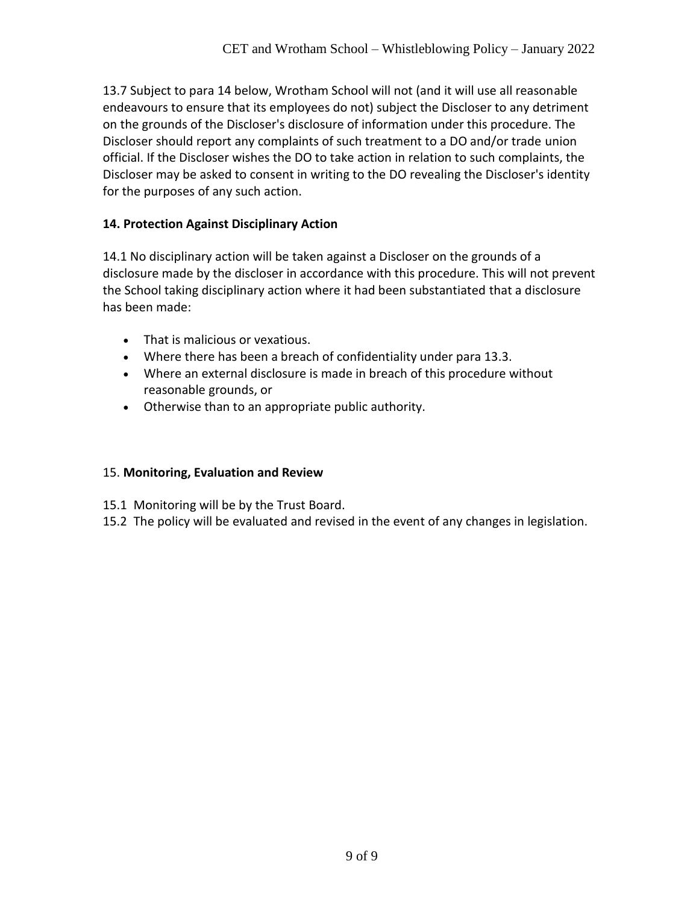13.7 Subject to para 14 below, Wrotham School will not (and it will use all reasonable endeavours to ensure that its employees do not) subject the Discloser to any detriment on the grounds of the Discloser's disclosure of information under this procedure. The Discloser should report any complaints of such treatment to a DO and/or trade union official. If the Discloser wishes the DO to take action in relation to such complaints, the Discloser may be asked to consent in writing to the DO revealing the Discloser's identity for the purposes of any such action.

**14. Protection Against Disciplinary Action**

14.1 No disciplinary action will be taken against a Discloser on the grounds of a disclosure made by the discloser in accordance with this procedure. This will not prevent the School taking disciplinary action where it had been substantiated that a disclosure has been made:

- That is malicious or vexatious.
- Where there has been a breach of confidentiality under para 13.3.
- Where an external disclosure is made in breach of this procedure without reasonable grounds, or
- Otherwise than to an appropriate public authority.

15. **Monitoring, Evaluation and Review**

15.1 Monitoring will be by the Trust Board.
15.2 The policy will be evaluated and revised in the event of any changes in legislation.